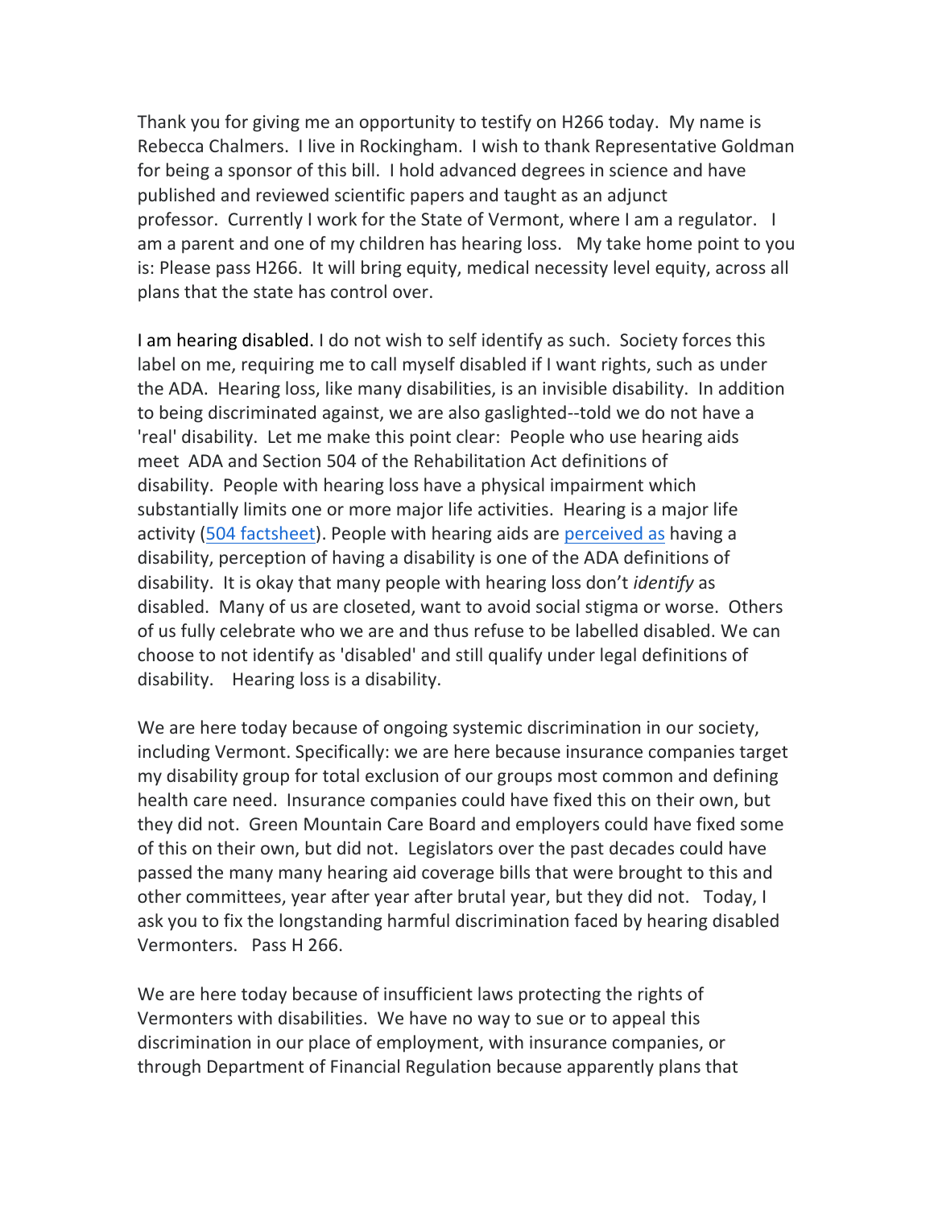Thank you for giving me an opportunity to testify on H266 today. My name is Rebecca Chalmers. I live in Rockingham. I wish to thank Representative Goldman for being a sponsor of this bill. I hold advanced degrees in science and have published and reviewed scientific papers and taught as an adjunct professor. Currently I work for the State of Vermont, where I am a regulator. I am a parent and one of my children has hearing loss. My take home point to you is: Please pass H266. It will bring equity, medical necessity level equity, across all plans that the state has control over.

I am hearing disabled. I do not wish to self identify as such. Society forces this label on me, requiring me to call myself disabled if I want rights, such as under the ADA. Hearing loss, like many disabilities, is an invisible disability. In addition to being discriminated against, we are also gaslighted--told we do not have a 'real' disability. Let me make this point clear: People who use hearing aids meet ADA and Section 504 of the Rehabilitation Act definitions of disability. People with hearing loss have a physical impairment which substantially limits one or more major life activities. Hearing is a major life activity (504 factsheet). People with hearing aids are perceived as having a disability, perception of having a disability is one of the ADA definitions of disability. It is okay that many people with hearing loss don't *identify* as disabled. Many of us are closeted, want to avoid social stigma or worse. Others of us fully celebrate who we are and thus refuse to be labelled disabled. We can choose to not identify as 'disabled' and still qualify under legal definitions of disability. Hearing loss is a disability.

We are here today because of ongoing systemic discrimination in our society, including Vermont. Specifically: we are here because insurance companies target my disability group for total exclusion of our groups most common and defining health care need. Insurance companies could have fixed this on their own, but they did not. Green Mountain Care Board and employers could have fixed some of this on their own, but did not. Legislators over the past decades could have passed the many many hearing aid coverage bills that were brought to this and other committees, year after year after brutal year, but they did not. Today, I ask you to fix the longstanding harmful discrimination faced by hearing disabled Vermonters. Pass H 266.

We are here today because of insufficient laws protecting the rights of Vermonters with disabilities. We have no way to sue or to appeal this discrimination in our place of employment, with insurance companies, or through Department of Financial Regulation because apparently plans that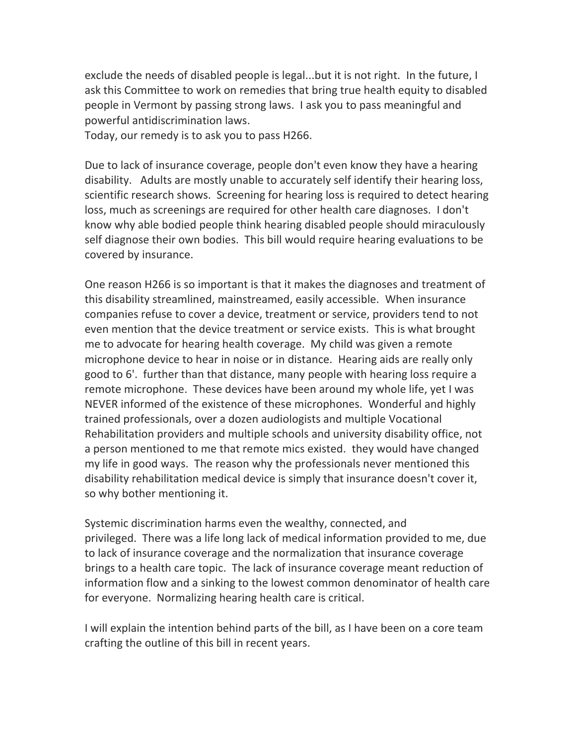exclude the needs of disabled people is legal...but it is not right. In the future, I ask this Committee to work on remedies that bring true health equity to disabled people in Vermont by passing strong laws. I ask you to pass meaningful and powerful antidiscrimination laws.
Today, our remedy is to ask you to pass H266.

Due to lack of insurance coverage, people don't even know they have a hearing disability. Adults are mostly unable to accurately self identify their hearing loss, scientific research shows. Screening for hearing loss is required to detect hearing loss, much as screenings are required for other health care diagnoses. I don't know why able bodied people think hearing disabled people should miraculously self diagnose their own bodies. This bill would require hearing evaluations to be covered by insurance.

One reason H266 is so important is that it makes the diagnoses and treatment of this disability streamlined, mainstreamed, easily accessible. When insurance companies refuse to cover a device, treatment or service, providers tend to not even mention that the device treatment or service exists. This is what brought me to advocate for hearing health coverage. My child was given a remote microphone device to hear in noise or in distance. Hearing aids are really only good to 6'. further than that distance, many people with hearing loss require a remote microphone. These devices have been around my whole life, yet I was NEVER informed of the existence of these microphones. Wonderful and highly trained professionals, over a dozen audiologists and multiple Vocational Rehabilitation providers and multiple schools and university disability office, not a person mentioned to me that remote mics existed. they would have changed my life in good ways. The reason why the professionals never mentioned this disability rehabilitation medical device is simply that insurance doesn't cover it, so why bother mentioning it.

Systemic discrimination harms even the wealthy, connected, and privileged. There was a life long lack of medical information provided to me, due to lack of insurance coverage and the normalization that insurance coverage brings to a health care topic. The lack of insurance coverage meant reduction of information flow and a sinking to the lowest common denominator of health care for everyone. Normalizing hearing health care is critical.

I will explain the intention behind parts of the bill, as I have been on a core team crafting the outline of this bill in recent years.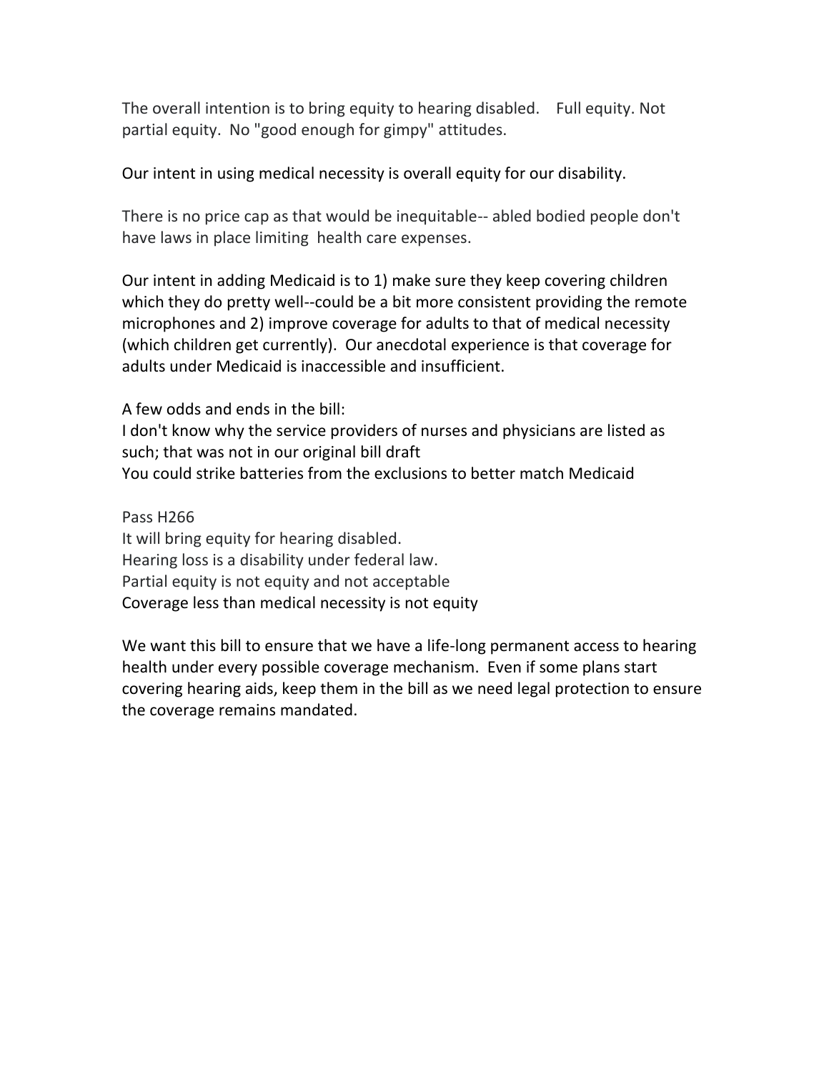The overall intention is to bring equity to hearing disabled.    Full equity. Not partial equity.  No "good enough for gimpy" attitudes.

Our intent in using medical necessity is overall equity for our disability.

There is no price cap as that would be inequitable-- abled bodied people don't have laws in place limiting  health care expenses.

Our intent in adding Medicaid is to 1) make sure they keep covering children which they do pretty well--could be a bit more consistent providing the remote microphones and 2) improve coverage for adults to that of medical necessity (which children get currently).  Our anecdotal experience is that coverage for adults under Medicaid is inaccessible and insufficient.

A few odds and ends in the bill:
I don't know why the service providers of nurses and physicians are listed as such; that was not in our original bill draft
You could strike batteries from the exclusions to better match Medicaid

Pass H266
It will bring equity for hearing disabled.
Hearing loss is a disability under federal law.
Partial equity is not equity and not acceptable
Coverage less than medical necessity is not equity

We want this bill to ensure that we have a life-long permanent access to hearing health under every possible coverage mechanism.  Even if some plans start covering hearing aids, keep them in the bill as we need legal protection to ensure the coverage remains mandated.